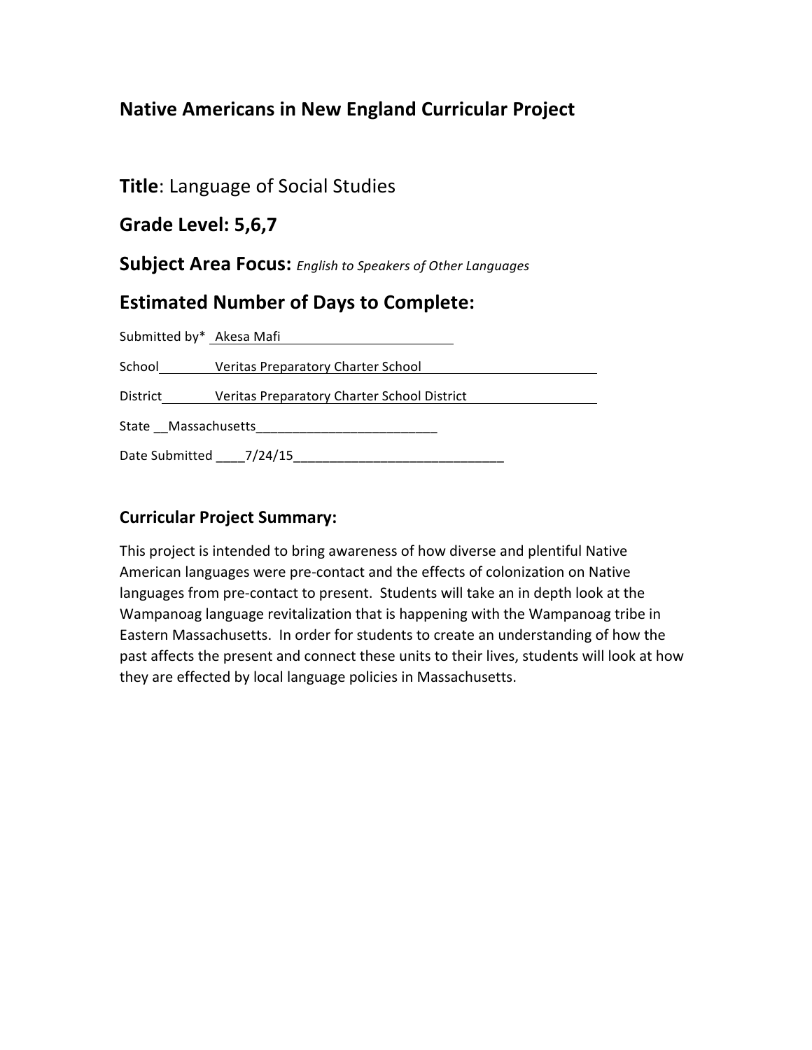# Native Americans in New England Curricular Project

## Title: Language of Social Studies

## Grade Level: 5,6,7

## Subject Area Focus: *English to Speakers of Other Languages*

## Estimated Number of Days to Complete:

Submitted by* Akesa Mafi

School Veritas Preparatory Charter School

District Veritas Preparatory Charter School District

State Massachusetts

Date Submitted 7/24/15

### Curricular Project Summary:

This project is intended to bring awareness of how diverse and plentiful Native American languages were pre-contact and the effects of colonization on Native languages from pre-contact to present. Students will take an in depth look at the Wampanoag language revitalization that is happening with the Wampanoag tribe in Eastern Massachusetts. In order for students to create an understanding of how the past affects the present and connect these units to their lives, students will look at how they are effected by local language policies in Massachusetts.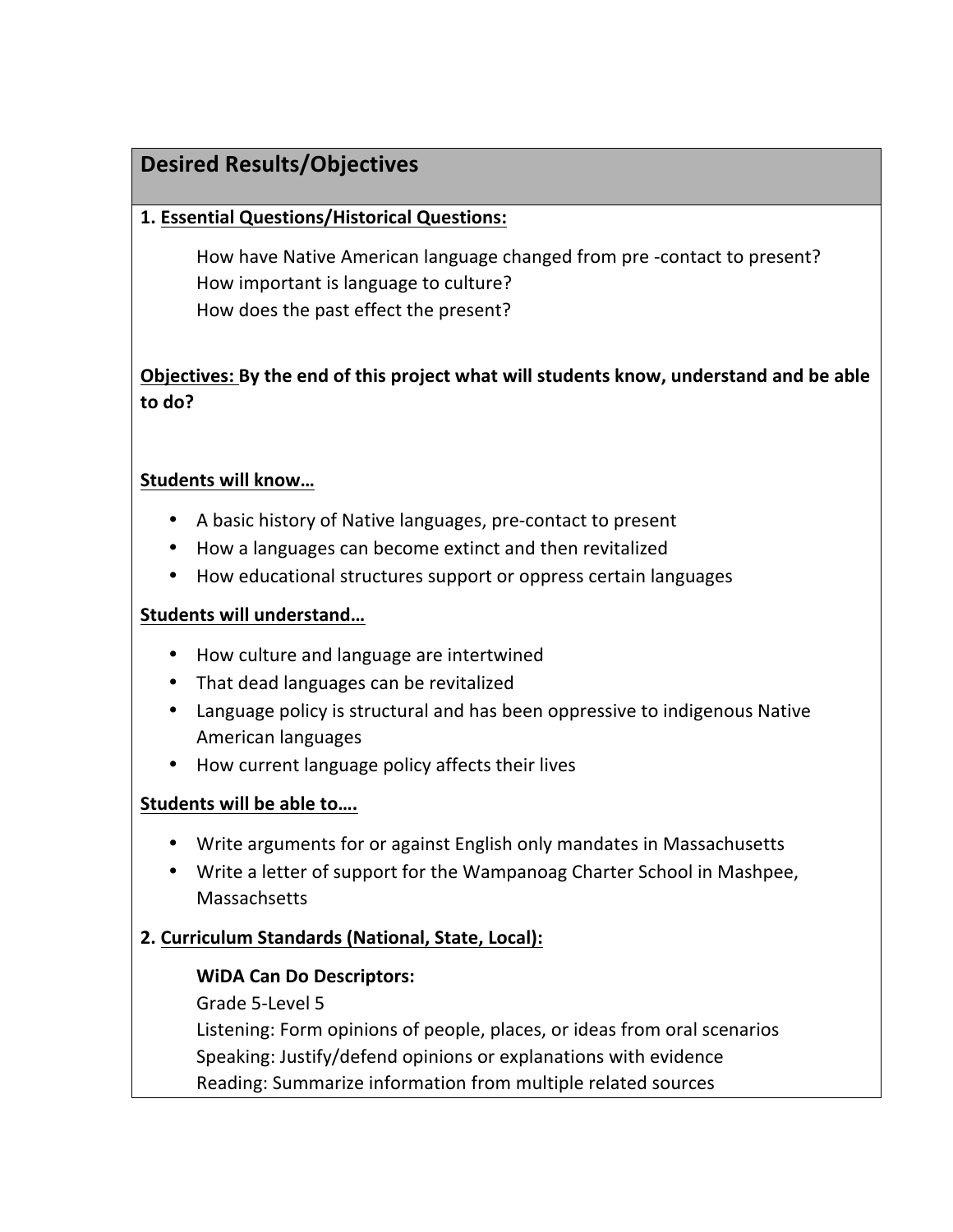## Desired Results/Objectives

**1. <u>Essential Questions/Historical Questions:</u>**

How have Native American language changed from pre -contact to present?
How important is language to culture?
How does the past effect the present?

**<u>Objectives:</u> By the end of this project what will students know, understand and be able to do?**

**<u>Students will know…</u>**

- A basic history of Native languages, pre-contact to present
- How a languages can become extinct and then revitalized
- How educational structures support or oppress certain languages

**<u>Students will understand…</u>**

- How culture and language are intertwined
- That dead languages can be revitalized
- Language policy is structural and has been oppressive to indigenous Native American languages
- How current language policy affects their lives

**<u>Students will be able to….</u>**

- Write arguments for or against English only mandates in Massachusetts
- Write a letter of support for the Wampanoag Charter School in Mashpee, Massachsetts

**2. <u>Curriculum Standards (National, State, Local):</u>**

**WiDA Can Do Descriptors:**
Grade 5-Level 5
Listening: Form opinions of people, places, or ideas from oral scenarios
Speaking: Justify/defend opinions or explanations with evidence
Reading: Summarize information from multiple related sources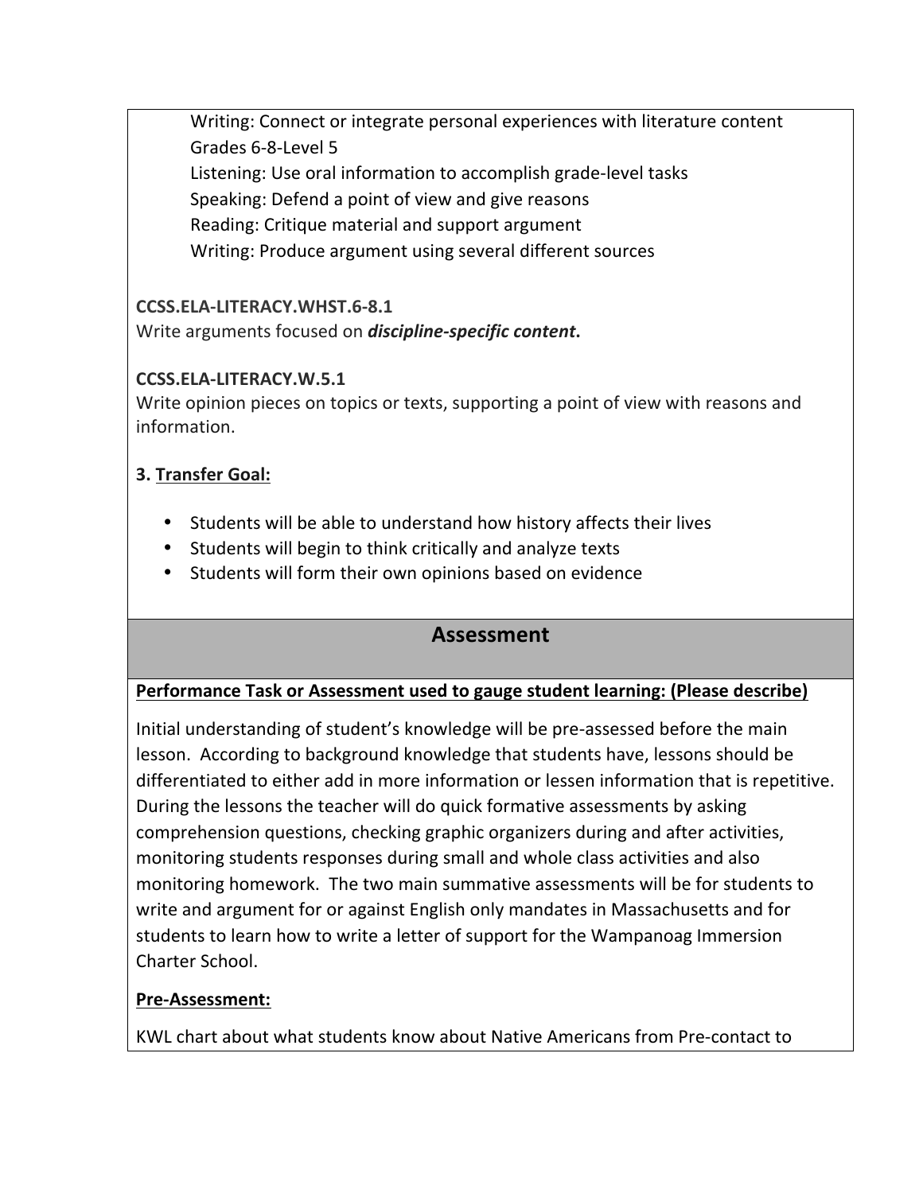Writing: Connect or integrate personal experiences with literature content

Grades 6-8-Level 5

Listening: Use oral information to accomplish grade-level tasks

Speaking: Defend a point of view and give reasons

Reading: Critique material and support argument

Writing: Produce argument using several different sources

**CCSS.ELA-LITERACY.WHST.6-8.1**

Write arguments focused on ***discipline-specific content*.**

**CCSS.ELA-LITERACY.W.5.1**

Write opinion pieces on topics or texts, supporting a point of view with reasons and information.

**3. <u>Transfer Goal:</u>**

- Students will be able to understand how history affects their lives
- Students will begin to think critically and analyze texts
- Students will form their own opinions based on evidence

## Assessment

**<u>Performance Task or Assessment used to gauge student learning: (Please describe)</u>**

Initial understanding of student's knowledge will be pre-assessed before the main lesson. According to background knowledge that students have, lessons should be differentiated to either add in more information or lessen information that is repetitive. During the lessons the teacher will do quick formative assessments by asking comprehension questions, checking graphic organizers during and after activities, monitoring students responses during small and whole class activities and also monitoring homework. The two main summative assessments will be for students to write and argument for or against English only mandates in Massachusetts and for students to learn how to write a letter of support for the Wampanoag Immersion Charter School.

**<u>Pre-Assessment:</u>**

KWL chart about what students know about Native Americans from Pre-contact to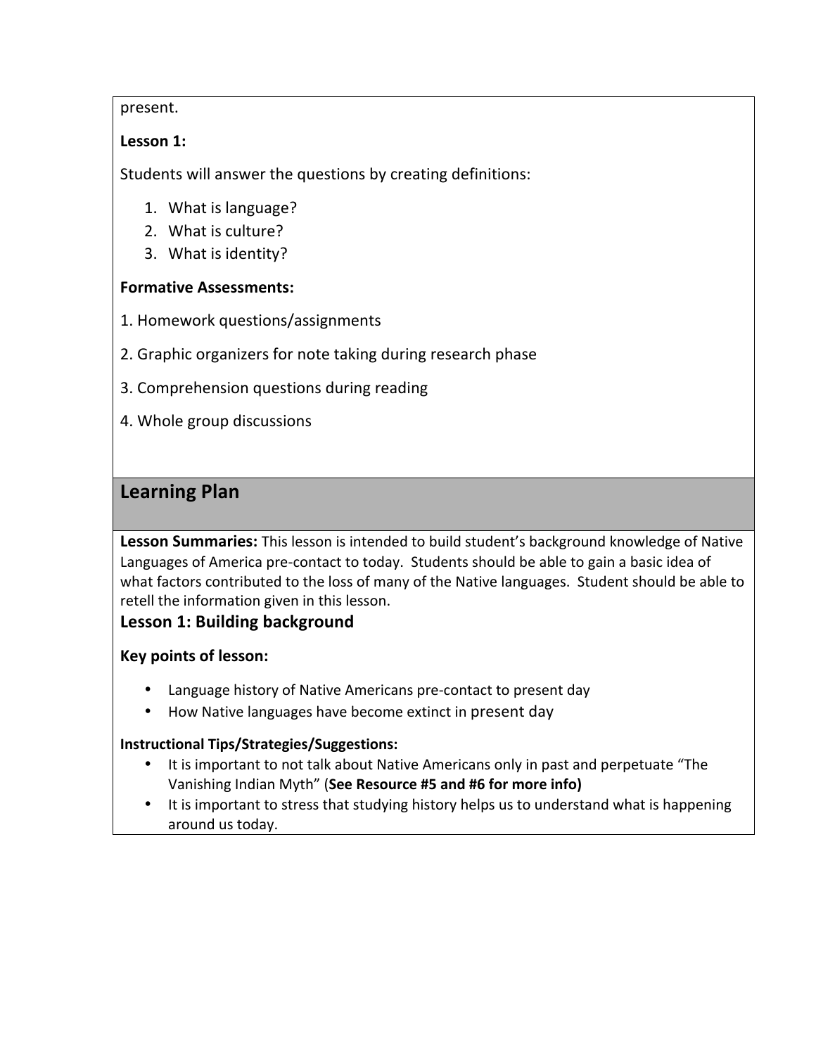present.

**Lesson 1:**

Students will answer the questions by creating definitions:

1. What is language?
2. What is culture?
3. What is identity?

**Formative Assessments:**

1. Homework questions/assignments

2. Graphic organizers for note taking during research phase

3. Comprehension questions during reading

4. Whole group discussions

## Learning Plan

**Lesson Summaries:** This lesson is intended to build student's background knowledge of Native Languages of America pre-contact to today. Students should be able to gain a basic idea of what factors contributed to the loss of many of the Native languages. Student should be able to retell the information given in this lesson.

### Lesson 1: Building background

**Key points of lesson:**

- Language history of Native Americans pre-contact to present day
- How Native languages have become extinct in present day

**Instructional Tips/Strategies/Suggestions:**

- It is important to not talk about Native Americans only in past and perpetuate "The Vanishing Indian Myth" (**See Resource #5 and #6 for more info)**
- It is important to stress that studying history helps us to understand what is happening around us today.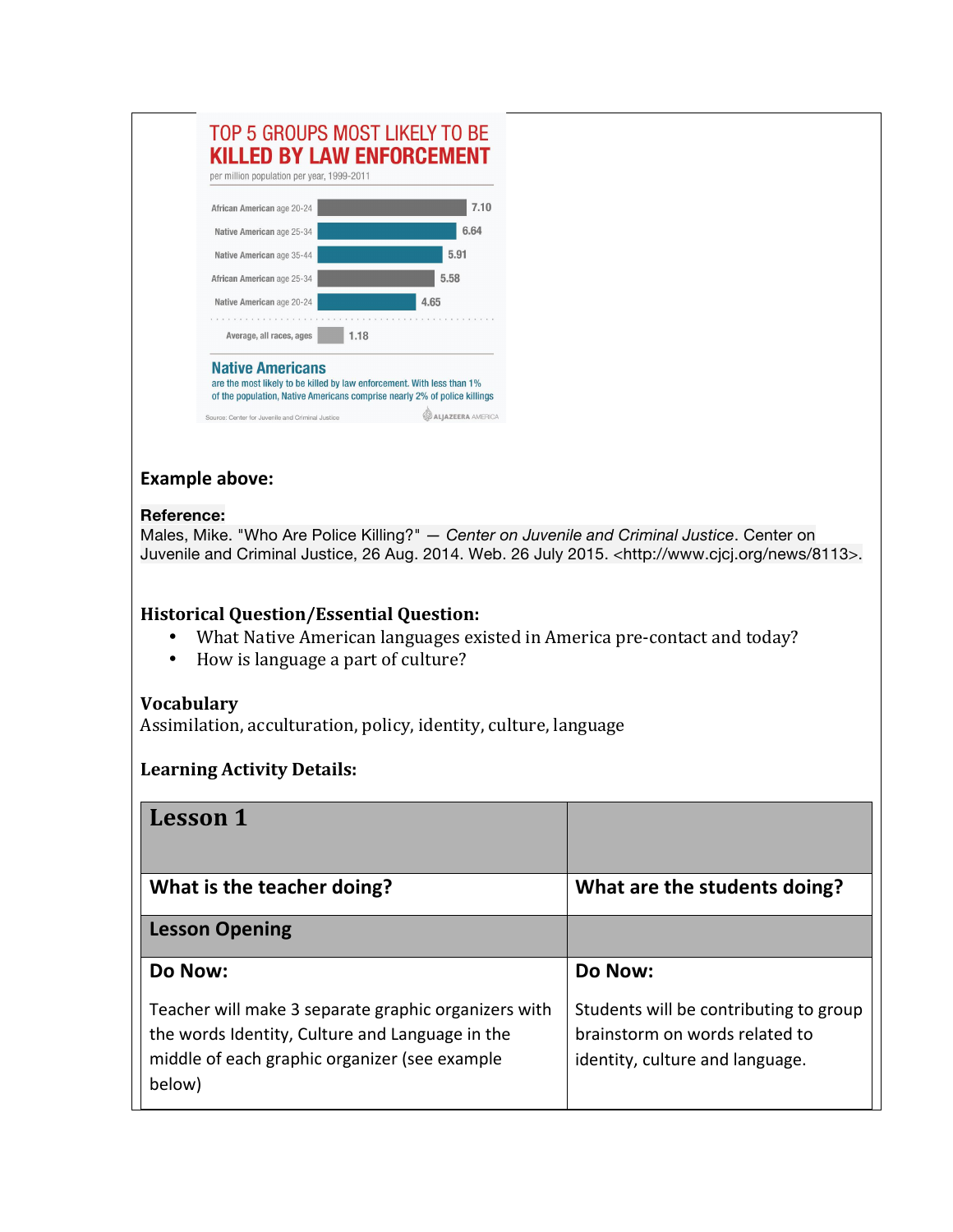TOP 5 GROUPS MOST LIKELY TO BE
**KILLED BY LAW ENFORCEMENT**

per million population per year, 1999-2011

| Group | Rate |
| --- | --- |
| African American age 20-24 | 7.10 |
| Native American age 25-34 | 6.64 |
| Native American age 35-44 | 5.91 |
| African American age 25-34 | 5.58 |
| Native American age 20-24 | 4.65 |
| Average, all races, ages | 1.18 |

**Native Americans**

are the most likely to be killed by law enforcement. With less than 1% of the population, Native Americans comprise nearly 2% of police killings

Source: Center for Juvenile and Criminal Justice

ALJAZEERA AMERICA

**Example above:**

**Reference:**

Males, Mike. "Who Are Police Killing?" — *Center on Juvenile and Criminal Justice*. Center on Juvenile and Criminal Justice, 26 Aug. 2014. Web. 26 July 2015. <http://www.cjcj.org/news/8113>.

**Historical Question/Essential Question:**

- What Native American languages existed in America pre-contact and today?
- How is language a part of culture?

**Vocabulary**

Assimilation, acculturation, policy, identity, culture, language

**Learning Activity Details:**

| **Lesson 1** | |
| --- | --- |
| **What is the teacher doing?** | **What are the students doing?** |
| **Lesson Opening** | |
| **Do Now:**<br><br>Teacher will make 3 separate graphic organizers with the words Identity, Culture and Language in the middle of each graphic organizer (see example below) | **Do Now:**<br><br>Students will be contributing to group brainstorm on words related to identity, culture and language. |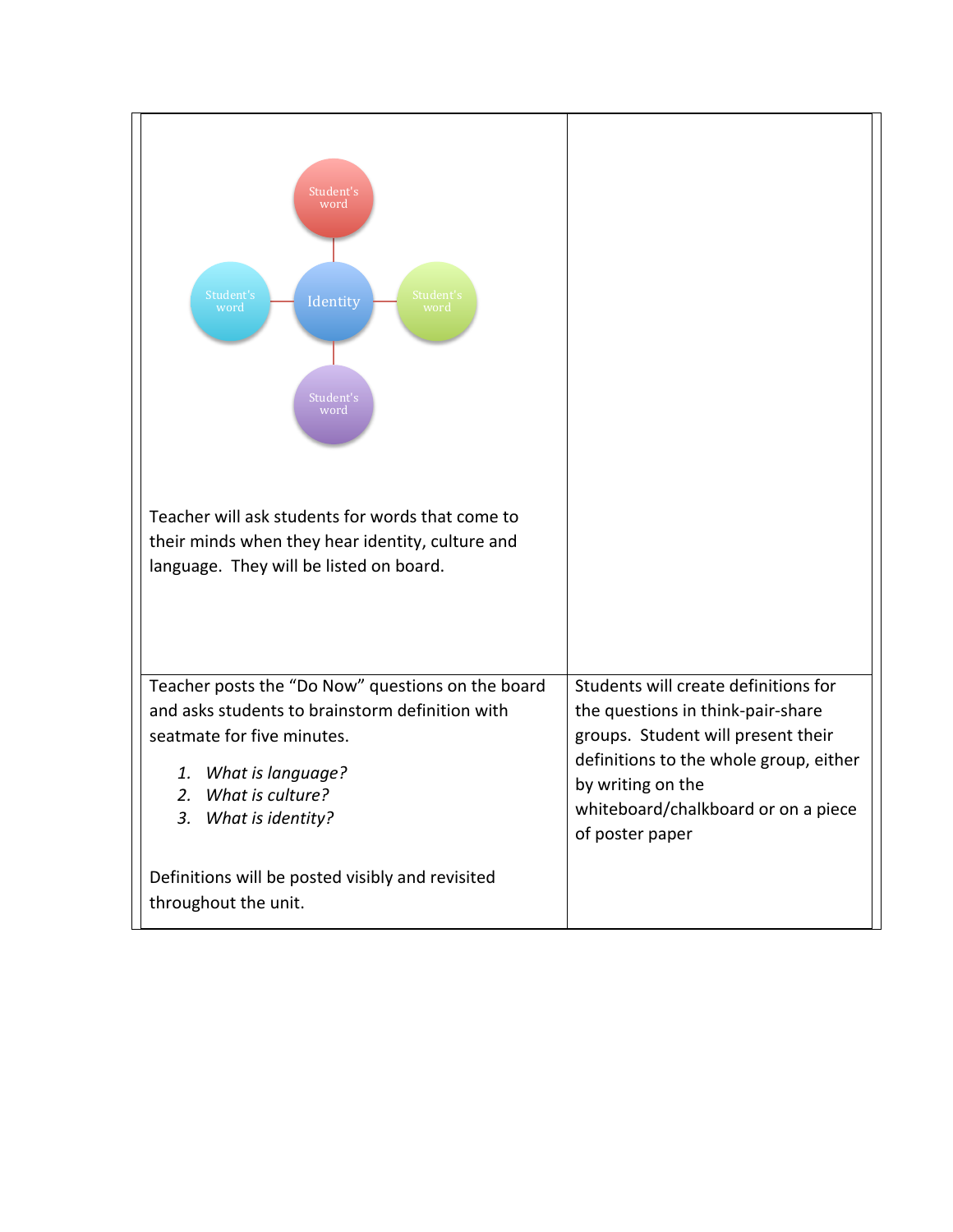| | |
|---|---|
| Identity — Student's word / Student's word / Student's word / Student's word<br><br>Teacher will ask students for words that come to their minds when they hear identity, culture and language. They will be listed on board. | |
| Teacher posts the "Do Now" questions on the board and asks students to brainstorm definition with seatmate for five minutes.<br><br>1. *What is language?*<br>2. *What is culture?*<br>3. *What is identity?*<br><br>Definitions will be posted visibly and revisited throughout the unit. | Students will create definitions for the questions in think-pair-share groups. Student will present their definitions to the whole group, either by writing on the whiteboard/chalkboard or on a piece of poster paper |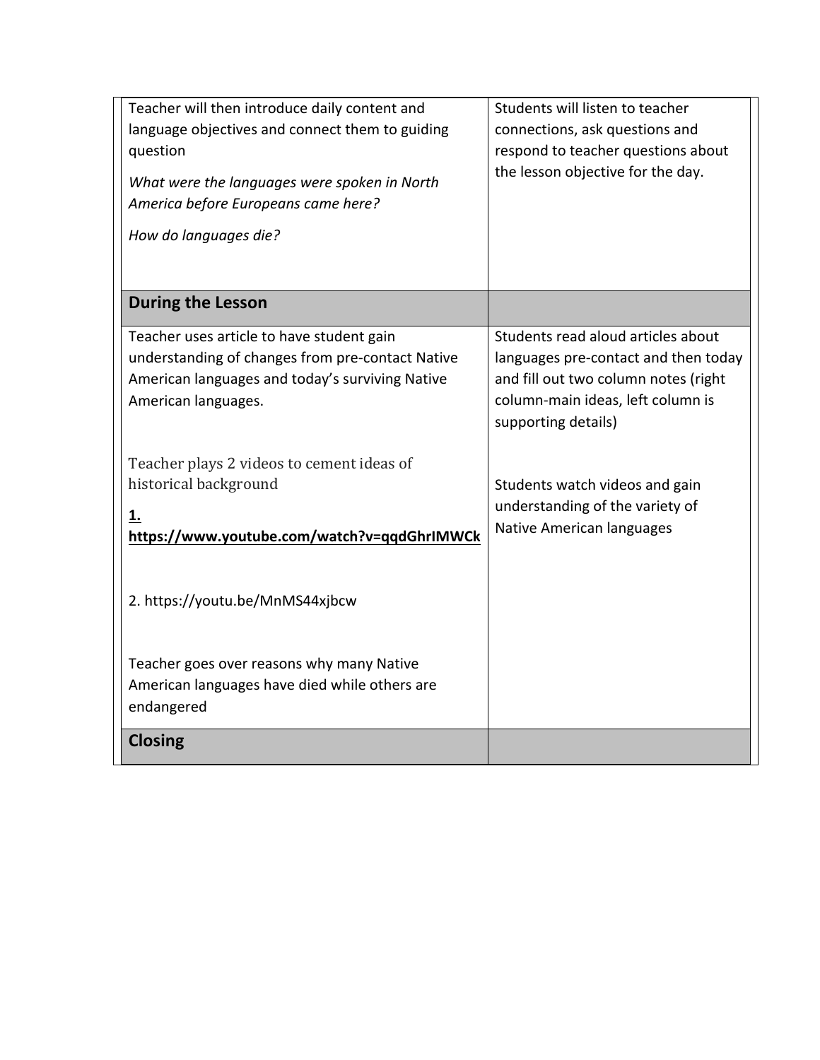| | |
|---|---|
| Teacher will then introduce daily content and language objectives and connect them to guiding question<br><br>*What were the languages were spoken in North America before Europeans came here?*<br><br>*How do languages die?* | Students will listen to teacher connections, ask questions and respond to teacher questions about the lesson objective for the day. |
| **During the Lesson** | |
| Teacher uses article to have student gain understanding of changes from pre-contact Native American languages and today's surviving Native American languages.<br><br>Teacher plays 2 videos to cement ideas of historical background<br><br>**1. https://www.youtube.com/watch?v=qqdGhrIMWCk**<br><br>2. https://youtu.be/MnMS44xjbcw<br><br>Teacher goes over reasons why many Native American languages have died while others are endangered | Students read aloud articles about languages pre-contact and then today and fill out two column notes (right column-main ideas, left column is supporting details)<br><br>Students watch videos and gain understanding of the variety of Native American languages |
| **Closing** | |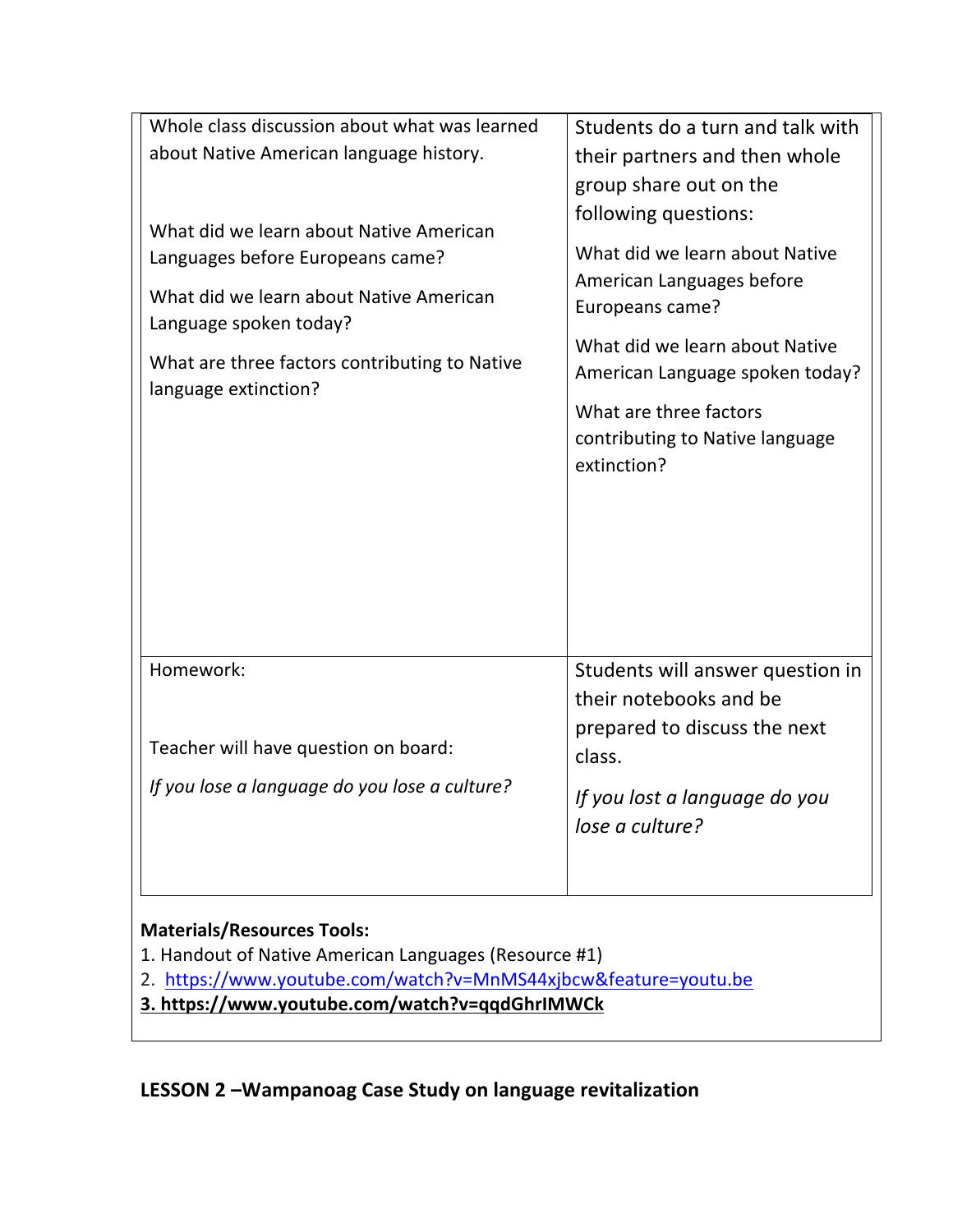| | |
|---|---|
| Whole class discussion about what was learned about Native American language history.<br><br>What did we learn about Native American Languages before Europeans came?<br><br>What did we learn about Native American Language spoken today?<br><br>What are three factors contributing to Native language extinction? | Students do a turn and talk with their partners and then whole group share out on the following questions:<br><br>What did we learn about Native American Languages before Europeans came?<br><br>What did we learn about Native American Language spoken today?<br><br>What are three factors contributing to Native language extinction? |
| Homework:<br><br>Teacher will have question on board:<br><br>*If you lose a language do you lose a culture?* | Students will answer question in their notebooks and be prepared to discuss the next class.<br><br>*If you lost a language do you lose a culture?* |

**Materials/Resources Tools:**
1. Handout of Native American Languages (Resource #1)
2. https://www.youtube.com/watch?v=MnMS44xjbcw&feature=youtu.be
3. **https://www.youtube.com/watch?v=qqdGhrIMWCk**

### LESSON 2 –Wampanoag Case Study on language revitalization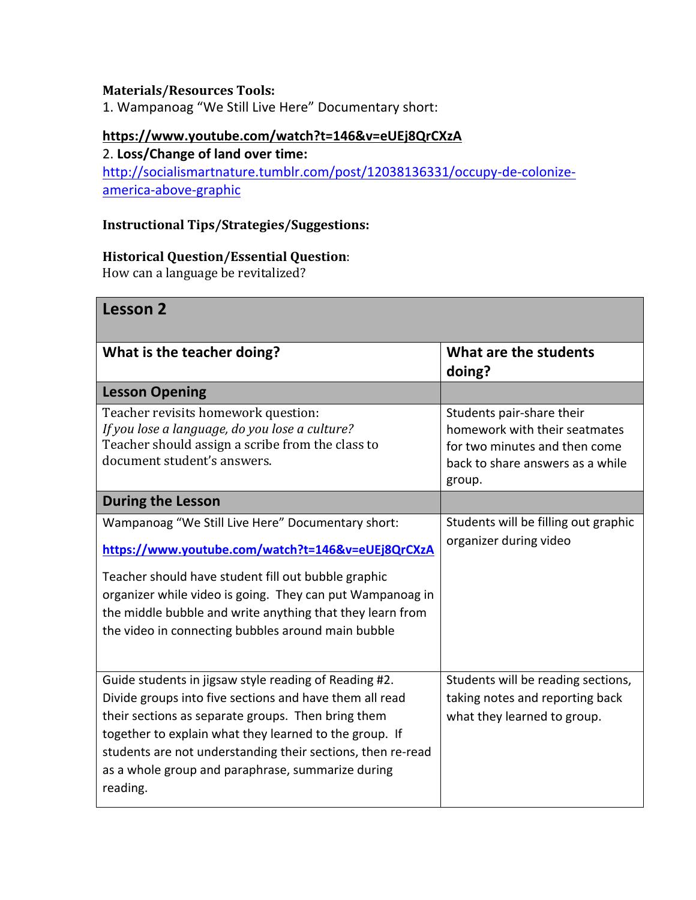**Materials/Resources Tools:**

1. Wampanoag "We Still Live Here" Documentary short:

**https://www.youtube.com/watch?t=146&v=eUEj8QrCXzA**

2. **Loss/Change of land over time:**
http://socialismartnature.tumblr.com/post/12038136331/occupy-de-colonize-america-above-graphic

**Instructional Tips/Strategies/Suggestions:**

**Historical Question/Essential Question**:
How can a language be revitalized?

| **Lesson 2** | |
|---|---|
| **What is the teacher doing?** | **What are the students doing?** |
| **Lesson Opening** | |
| Teacher revisits homework question: *If you lose a language, do you lose a culture?* Teacher should assign a scribe from the class to document student's answers. | Students pair-share their homework with their seatmates for two minutes and then come back to share answers as a while group. |
| **During the Lesson** | |
| Wampanoag "We Still Live Here" Documentary short: **https://www.youtube.com/watch?t=146&v=eUEj8QrCXzA** Teacher should have student fill out bubble graphic organizer while video is going. They can put Wampanoag in the middle bubble and write anything that they learn from the video in connecting bubbles around main bubble | Students will be filling out graphic organizer during video |
| Guide students in jigsaw style reading of Reading #2. Divide groups into five sections and have them all read their sections as separate groups. Then bring them together to explain what they learned to the group. If students are not understanding their sections, then re-read as a whole group and paraphrase, summarize during reading. | Students will be reading sections, taking notes and reporting back what they learned to group. |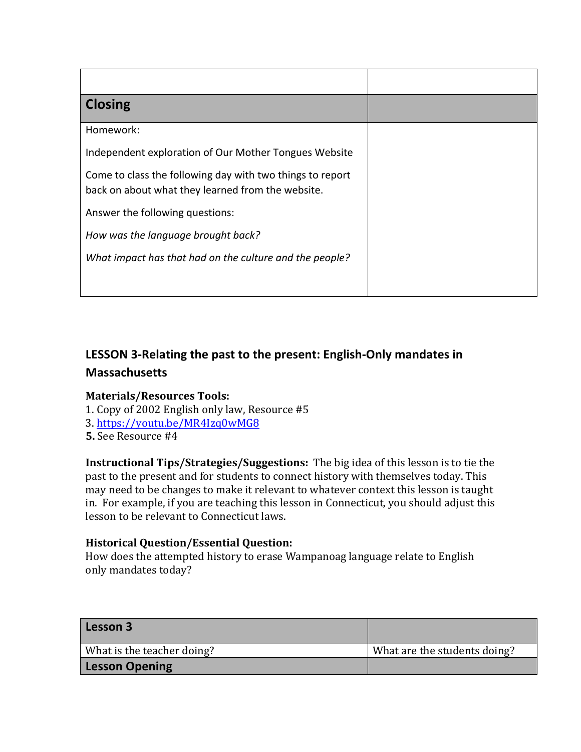| | |
|---|---|
| **Closing** | |
| Homework:<br><br>Independent exploration of Our Mother Tongues Website<br><br>Come to class the following day with two things to report back on about what they learned from the website.<br><br>Answer the following questions:<br><br>*How was the language brought back?*<br><br>*What impact has that had on the culture and the people?* | |

## LESSON 3-Relating the past to the present: English-Only mandates in Massachusetts

**Materials/Resources Tools:**
1. Copy of 2002 English only law, Resource #5
3. https://youtu.be/MR4Izq0wMG8
**5.** See Resource #4

**Instructional Tips/Strategies/Suggestions:** The big idea of this lesson is to tie the past to the present and for students to connect history with themselves today. This may need to be changes to make it relevant to whatever context this lesson is taught in. For example, if you are teaching this lesson in Connecticut, you should adjust this lesson to be relevant to Connecticut laws.

**Historical Question/Essential Question:**
How does the attempted history to erase Wampanoag language relate to English only mandates today?

| **Lesson 3** | |
|---|---|
| What is the teacher doing? | What are the students doing? |
| **Lesson Opening** | |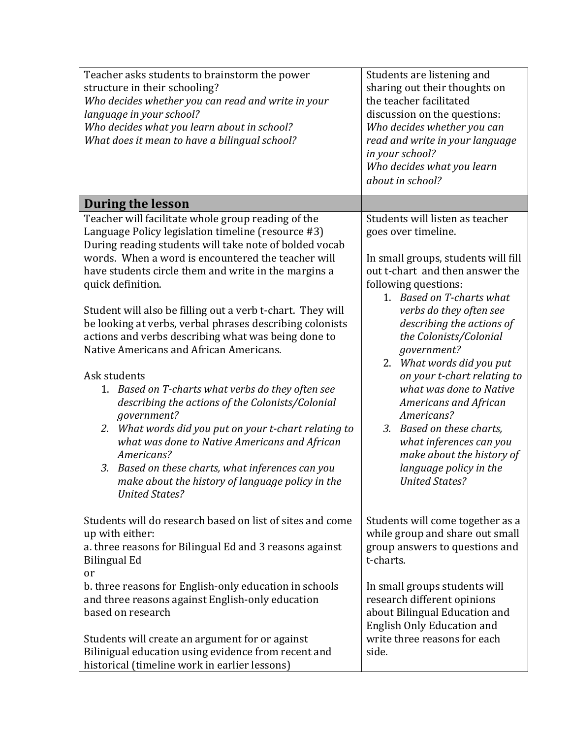| | |
|---|---|
| Teacher asks students to brainstorm the power structure in their schooling?<br>*Who decides whether you can read and write in your language in your school?*<br>*Who decides what you learn about in school?*<br>*What does it mean to have a bilingual school?* | Students are listening and sharing out their thoughts on the teacher facilitated discussion on the questions:<br>*Who decides whether you can read and write in your language in your school?*<br>*Who decides what you learn about in school?* |
| **During the lesson** | |
| Teacher will facilitate whole group reading of the Language Policy legislation timeline (resource #3) During reading students will take note of bolded vocab words. When a word is encountered the teacher will have students circle them and write in the margins a quick definition.<br><br>Student will also be filling out a verb t-chart. They will be looking at verbs, verbal phrases describing colonists actions and verbs describing what was being done to Native Americans and African Americans.<br><br>Ask students<br>1. *Based on T-charts what verbs do they often see describing the actions of the Colonists/Colonial government?*<br>2. *What words did you put on your t-chart relating to what was done to Native Americans and African Americans?*<br>3. *Based on these charts, what inferences can you make about the history of language policy in the United States?* | Students will listen as teacher goes over timeline.<br><br>In small groups, students will fill out t-chart and then answer the following questions:<br>1. *Based on T-charts what verbs do they often see describing the actions of the Colonists/Colonial government?*<br>2. *What words did you put on your t-chart relating to what was done to Native Americans and African Americans?*<br>3. *Based on these charts, what inferences can you make about the history of language policy in the United States?* |
| Students will do research based on list of sites and come up with either:<br>a. three reasons for Bilingual Ed and 3 reasons against Bilingual Ed<br>or<br>b. three reasons for English-only education in schools and three reasons against English-only education based on research<br><br>Students will create an argument for or against Bilinigual education using evidence from recent and historical (timeline work in earlier lessons) | Students will come together as a while group and share out small group answers to questions and t-charts.<br><br>In small groups students will research different opinions about Bilingual Education and English Only Education and write three reasons for each side. |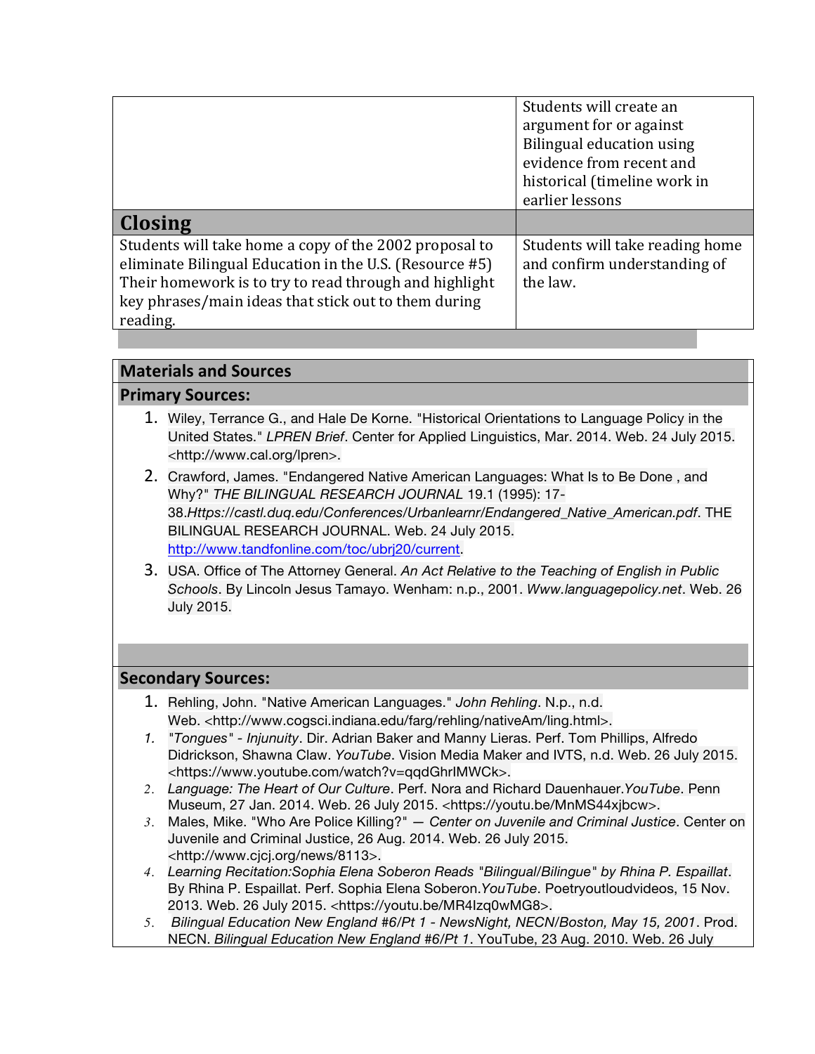|  | Students will create an argument for or against Bilingual education using evidence from recent and historical (timeline work in earlier lessons |
|---|---|
| **Closing** |  |
| Students will take home a copy of the 2002 proposal to eliminate Bilingual Education in the U.S. (Resource #5) Their homework is to try to read through and highlight key phrases/main ideas that stick out to them during reading. | Students will take reading home and confirm understanding of the law. |

## Materials and Sources

### Primary Sources:

1. Wiley, Terrance G., and Hale De Korne. "Historical Orientations to Language Policy in the United States." *LPREN Brief*. Center for Applied Linguistics, Mar. 2014. Web. 24 July 2015. <http://www.cal.org/lpren>.
2. Crawford, James. "Endangered Native American Languages: What Is to Be Done , and Why?" *THE BILINGUAL RESEARCH JOURNAL* 19.1 (1995): 17-38.*Https://castl.duq.edu/Conferences/Urbanlearnr/Endangered_Native_American.pdf*. THE BILINGUAL RESEARCH JOURNAL. Web. 24 July 2015. http://www.tandfonline.com/toc/ubrj20/current.
3. USA. Office of The Attorney General. *An Act Relative to the Teaching of English in Public Schools*. By Lincoln Jesus Tamayo. Wenham: n.p., 2001. *Www.languagepolicy.net*. Web. 26 July 2015.

### Secondary Sources:

1. Rehling, John. "Native American Languages." *John Rehling*. N.p., n.d. Web. <http://www.cogsci.indiana.edu/farg/rehling/nativeAm/ling.html>.
1. "*Tongues*" *- Injunuity*. Dir. Adrian Baker and Manny Lieras. Perf. Tom Phillips, Alfredo Didrickson, Shawna Claw. *YouTube*. Vision Media Maker and IVTS, n.d. Web. 26 July 2015. <https://www.youtube.com/watch?v=qqdGhrIMWCk>.
2. *Language: The Heart of Our Culture*. Perf. Nora and Richard Dauenhauer.*YouTube*. Penn Museum, 27 Jan. 2014. Web. 26 July 2015. <https://youtu.be/MnMS44xjbcw>.
3. Males, Mike. "Who Are Police Killing?" *— Center on Juvenile and Criminal Justice*. Center on Juvenile and Criminal Justice, 26 Aug. 2014. Web. 26 July 2015. <http://www.cjcj.org/news/8113>.
4. *Learning Recitation:Sophia Elena Soberon Reads "Bilingual/Bilingue" by Rhina P. Espaillat*. By Rhina P. Espaillat. Perf. Sophia Elena Soberon.*YouTube*. Poetryoutloudvideos, 15 Nov. 2013. Web. 26 July 2015. <https://youtu.be/MR4Izq0wMG8>.
5. *Bilingual Education New England #6/Pt 1 - NewsNight, NECN/Boston, May 15, 2001*. Prod. NECN. *Bilingual Education New England #6/Pt 1*. YouTube, 23 Aug. 2010. Web. 26 July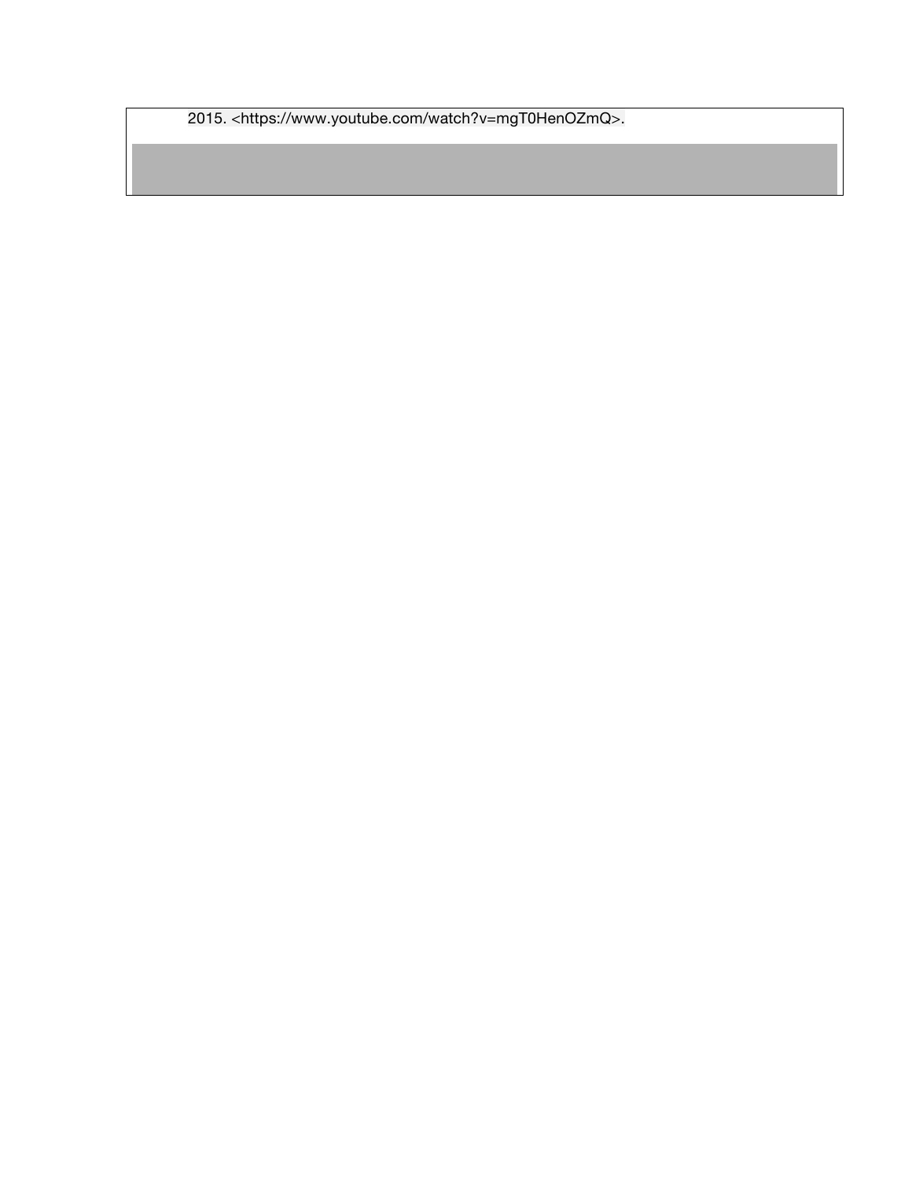2015. <https://www.youtube.com/watch?v=mgT0HenOZmQ>.